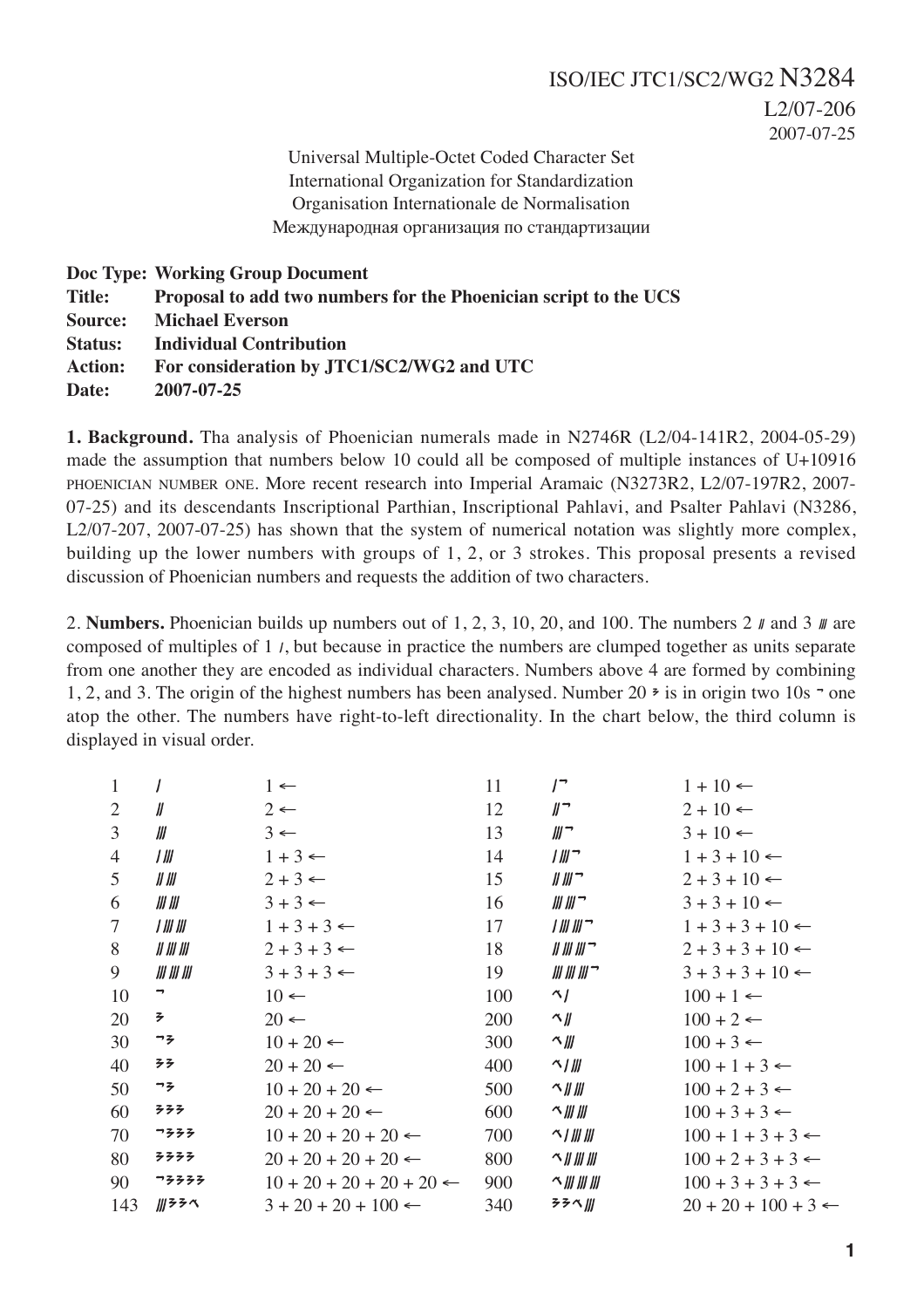ISO/IEC JTC1/SC2/WG2 N3284
L2/07-206
2007-07-25

Universal Multiple-Octet Coded Character Set
International Organization for Standardization
Organisation Internationale de Normalisation
Международная организация по стандартизации

**Doc Type: Working Group Document**
**Title: Proposal to add two numbers for the Phoenician script to the UCS**
**Source: Michael Everson**
**Status: Individual Contribution**
**Action: For consideration by JTC1/SC2/WG2 and UTC**
**Date: 2007-07-25**

**1. Background.** Tha analysis of Phoenician numerals made in N2746R (L2/04-141R2, 2004-05-29) made the assumption that numbers below 10 could all be composed of multiple instances of U+10916 PHOENICIAN NUMBER ONE. More recent research into Imperial Aramaic (N3273R2, L2/07-197R2, 2007-07-25) and its descendants Inscriptional Parthian, Inscriptional Pahlavi, and Psalter Pahlavi (N3286, L2/07-207, 2007-07-25) has shown that the system of numerical notation was slightly more complex, building up the lower numbers with groups of 1, 2, or 3 strokes. This proposal presents a revised discussion of Phoenician numbers and requests the addition of two characters.

2. **Numbers.** Phoenician builds up numbers out of 1, 2, 3, 10, 20, and 100. The numbers 2 𐤗 and 3 𐤘 are composed of multiples of 1 𐤖, but because in practice the numbers are clumped together as units separate from one another they are encoded as individual characters. Numbers above 4 are formed by combining 1, 2, and 3. The origin of the highest numbers has been analysed. Number 20 𐤙 is in origin two 10s 𐤚 one atop the other. The numbers have right-to-left directionality. In the chart below, the third column is displayed in visual order.

| | | | | | |
|---|---|---|---|---|---|
| 1 | 𐤖 | 1 ← | 11 | 𐤖𐤚 | 1 + 10 ← |
| 2 | 𐤗 | 2 ← | 12 | 𐤗𐤚 | 2 + 10 ← |
| 3 | 𐤘 | 3 ← | 13 | 𐤘𐤚 | 3 + 10 ← |
| 4 | 𐤖𐤘 | 1 + 3 ← | 14 | 𐤖𐤘𐤚 | 1 + 3 + 10 ← |
| 5 | 𐤗𐤘 | 2 + 3 ← | 15 | 𐤗𐤘𐤚 | 2 + 3 + 10 ← |
| 6 | 𐤘𐤘 | 3 + 3 ← | 16 | 𐤘𐤘𐤚 | 3 + 3 + 10 ← |
| 7 | 𐤖𐤘𐤘 | 1 + 3 + 3 ← | 17 | 𐤖𐤘𐤘𐤚 | 1 + 3 + 3 + 10 ← |
| 8 | 𐤗𐤘𐤘 | 2 + 3 + 3 ← | 18 | 𐤗𐤘𐤘𐤚 | 2 + 3 + 3 + 10 ← |
| 9 | 𐤘𐤘𐤘 | 3 + 3 + 3 ← | 19 | 𐤘𐤘𐤘𐤚 | 3 + 3 + 3 + 10 ← |
| 10 | 𐤚 | 10 ← | 100 | 𐤛𐤖 | 100 + 1 ← |
| 20 | 𐤙 | 20 ← | 200 | 𐤛𐤗 | 100 + 2 ← |
| 30 | 𐤚𐤙 | 10 + 20 ← | 300 | 𐤛𐤘 | 100 + 3 ← |
| 40 | 𐤙𐤙 | 20 + 20 ← | 400 | 𐤛𐤖𐤘 | 100 + 1 + 3 ← |
| 50 | 𐤚𐤙 | 10 + 20 + 20 ← | 500 | 𐤛𐤗𐤘 | 100 + 2 + 3 ← |
| 60 | 𐤙𐤙𐤙 | 20 + 20 + 20 ← | 600 | 𐤛𐤘𐤘 | 100 + 3 + 3 ← |
| 70 | 𐤚𐤙𐤙𐤙 | 10 + 20 + 20 + 20 ← | 700 | 𐤛𐤖𐤘𐤘 | 100 + 1 + 3 + 3 ← |
| 80 | 𐤙𐤙𐤙𐤙 | 20 + 20 + 20 + 20 ← | 800 | 𐤛𐤗𐤘𐤘 | 100 + 2 + 3 + 3 ← |
| 90 | 𐤚𐤙𐤙𐤙𐤙 | 10 + 20 + 20 + 20 + 20 ← | 900 | 𐤛𐤘𐤘𐤘 | 100 + 3 + 3 + 3 ← |
| 143 | 𐤘𐤙𐤙𐤛 | 3 + 20 + 20 + 100 ← | 340 | 𐤙𐤙𐤛𐤘 | 20 + 20 + 100 + 3 ← |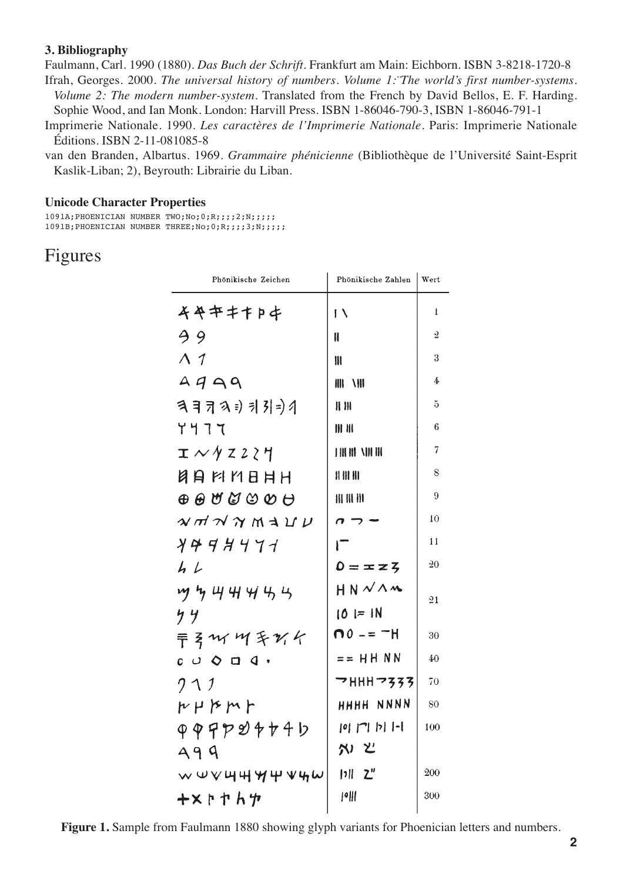### 3. Bibliography

Faulmann, Carl. 1990 (1880). *Das Buch der Schrift*. Frankfurt am Main: Eichborn. ISBN 3-8218-1720-8

Ifrah, Georges. 2000. *The universal history of numbers. Volume 1: The world's first number-systems. Volume 2: The modern number-system*. Translated from the French by David Bellos, E. F. Harding. Sophie Wood, and Ian Monk. London: Harvill Press. ISBN 1-86046-790-3, ISBN 1-86046-791-1

Imprimerie Nationale. 1990. *Les caractères de l'Imprimerie Nationale*. Paris: Imprimerie Nationale Éditions. ISBN 2-11-081085-8

van den Branden, Albartus. 1969. *Grammaire phénicienne* (Bibliothèque de l'Université Saint-Esprit Kaslik-Liban; 2), Beyrouth: Librairie du Liban.

### Unicode Character Properties

```
1091A;PHOENICIAN NUMBER TWO;No;0;R;;;;2;N;;;;;
1091B;PHOENICIAN NUMBER THREE;No;0;R;;;;3;N;;;;;
```

# Figures

Phönikische Zeichen

Phönikische Zahlen

Wert

1
2
3
4
5
6
7
8
9
10
11
20
21
30
40
70
80
100
200
300

**Figure 1.** Sample from Faulmann 1880 showing glyph variants for Phoenician letters and numbers.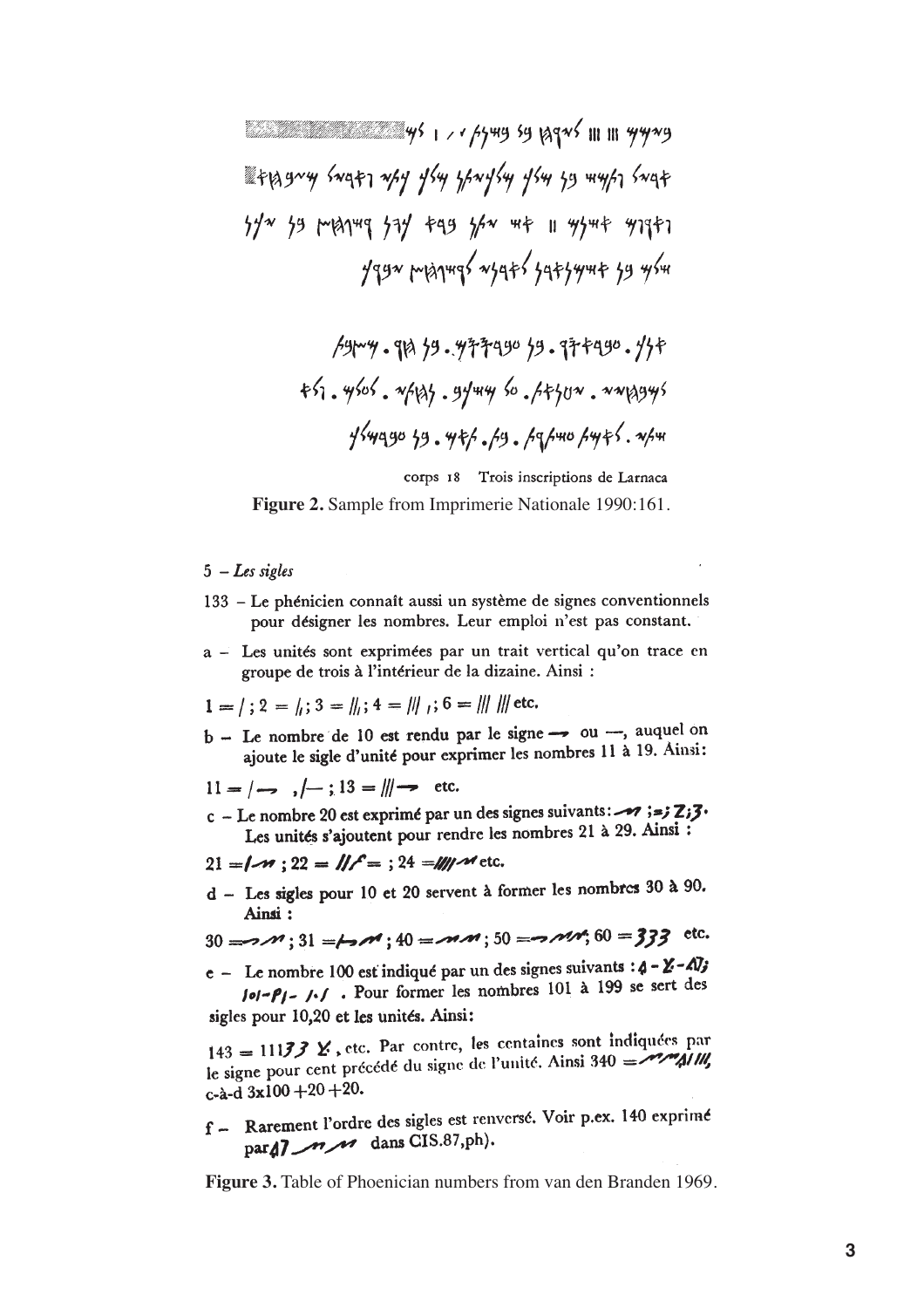corps 18  Trois inscriptions de Larnaca

**Figure 2.** Sample from Imprimerie Nationale 1990:161.

5 – *Les sigles*

133 – Le phénicien connaît aussi un système de signes conventionnels pour désigner les nombres. Leur emploi n'est pas constant.

a – Les unités sont exprimées par un trait vertical qu'on trace en groupe de trois à l'intérieur de la dizaine. Ainsi :

1 = / ; 2 = // ; 3 = /// ; 4 = /// / ; 6 = /// /// etc.

b – Le nombre de 10 est rendu par le signe ⟶ ou —, auquel on ajoute le sigle d'unité pour exprimer les nombres 11 à 19. Ainsi:

11 = /⟶ , /— ; 13 = ///⟶ etc.

c – Le nombre 20 est exprimé par un des signes suivants : ; = ; Z ; 3 .
Les unités s'ajoutent pour rendre les nombres 21 à 29. Ainsi :

21 = / ; 22 = // = ; 24 = //// etc.

d – Les sigles pour 10 et 20 servent à former les nombres 30 à 90. Ainsi :

30 = ; 31 = ; 40 = ; 50 = ; 60 = 333 etc.

e – Le nombre 100 est indiqué par un des signes suivants : . Pour former les nombres 101 à 199 se sert des sigles pour 10,20 et les unités. Ainsi:

143 = 11133 , etc. Par contre, les centaines sont indiquées par le signe pour cent précédé du signe de l'unité. Ainsi 340 = ///, c-à-d 3x100 +20 +20.

f – Rarement l'ordre des sigles est renversé. Voir p.ex. 140 exprimé par dans CIS.87,ph).

**Figure 3.** Table of Phoenician numbers from van den Branden 1969.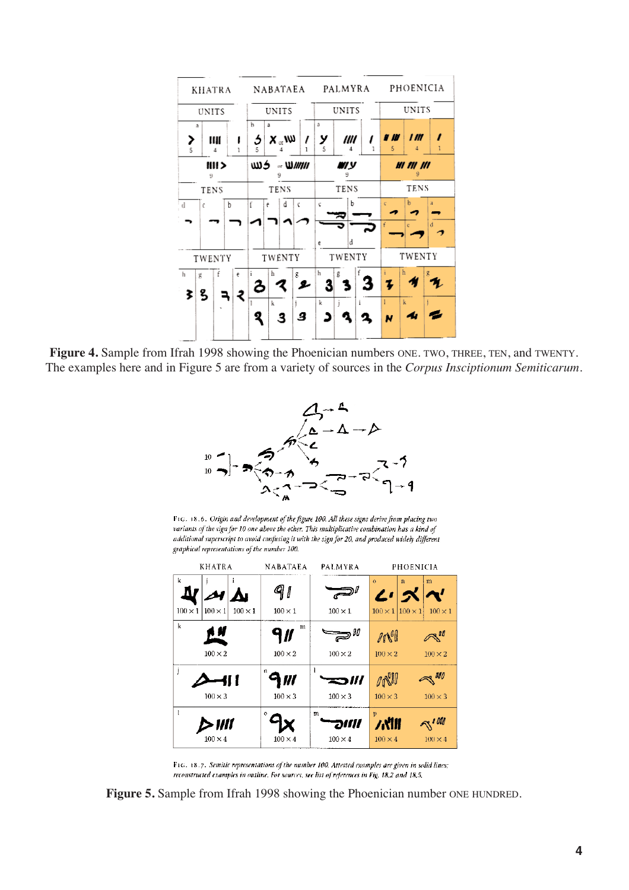KHATRA NABATAEA PALMYRA PHOENICIA

UNITS UNITS UNITS UNITS

5 4 1 5 4 1 5 4 1 5 4 1

9 9 9 9

TENS TENS TENS TENS

TWENTY TWENTY TWENTY TWENTY

**Figure 4.** Sample from Ifrah 1998 showing the Phoenician numbers ONE. TWO, THREE, TEN, and TWENTY. The examples here and in Figure 5 are from a variety of sources in the *Corpus Insciptionum Semiticarum*.

10

10

FIG. 18.6. *Origin and development of the figure 100. All these signs derive from placing two variants of the sign for 10 one above the other. This multiplicative combination has a kind of additional superscript to avoid confusing it with the sign for 20, and produced widely different graphical representations of the number 100.*

KHATRA NABATAEA PALMYRA PHOENICIA

100 × 1 100 × 1 100 × 1 100 × 1 100 × 1 100 × 1 100 × 1 100 × 1

100 × 2 100 × 2 100 × 2 100 × 2 100 × 2

100 × 3 100 × 3 100 × 3 100 × 3 100 × 3

100 × 4 100 × 4 100 × 4 100 × 4 100 × 4

FIG. 18.7. *Semitic representations of the number 100. Attested examples are given in solid lines; reconstructed examples in outline. For sources, see list of references in Fig. 18.2 and 18.5.*

**Figure 5.** Sample from Ifrah 1998 showing the Phoenician number ONE HUNDRED.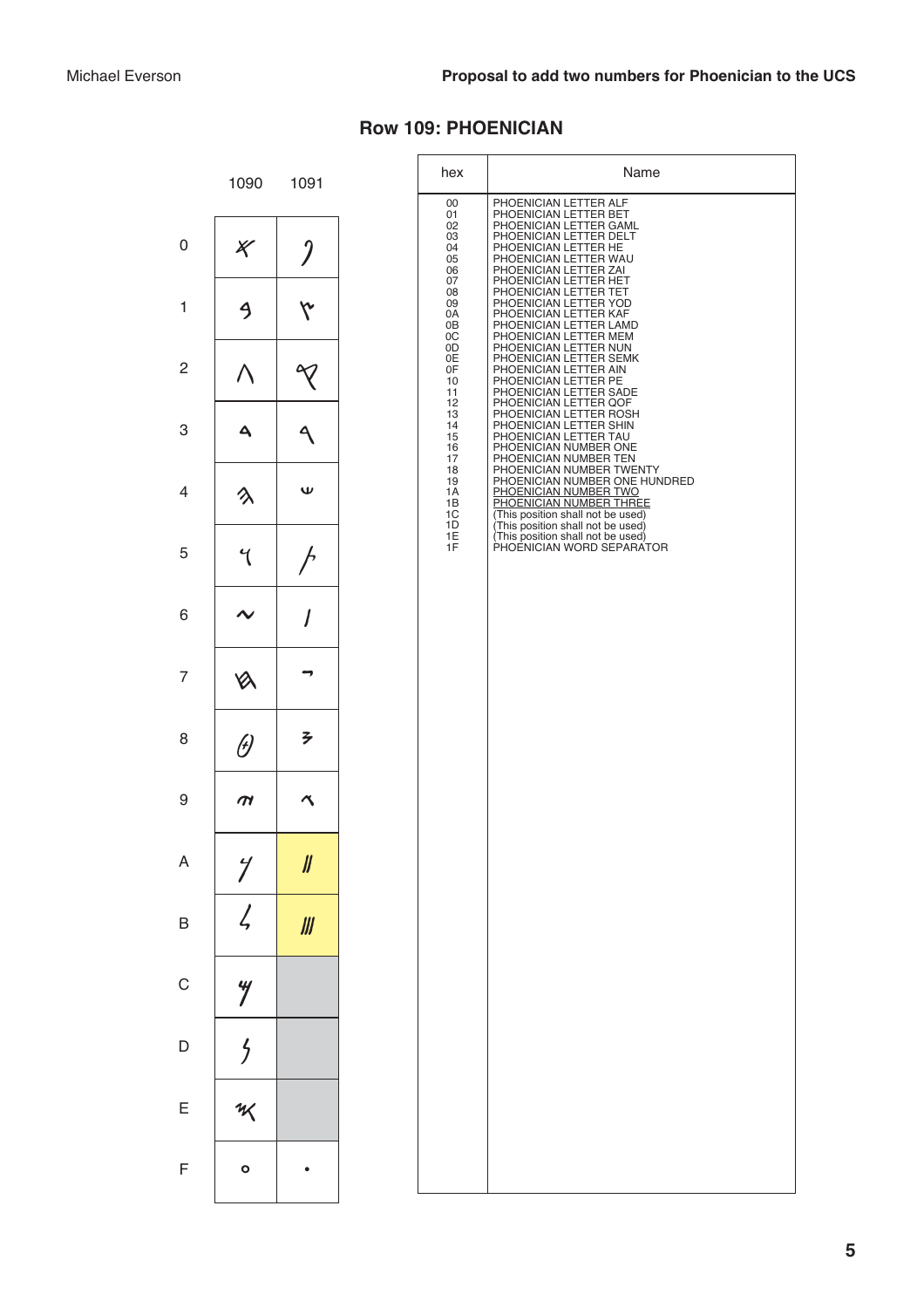## Row 109: PHOENICIAN

| | 1090 | 1091 |
|---|---|---|
| 0 | 𐤀 | 𐤐 |
| 1 | 𐤁 | 𐤑 |
| 2 | 𐤂 | 𐤒 |
| 3 | 𐤃 | 𐤓 |
| 4 | 𐤄 | 𐤔 |
| 5 | 𐤅 | 𐤕 |
| 6 | 𐤆 | 𐤖 |
| 7 | 𐤇 | 𐤗 |
| 8 | 𐤈 | 𐤘 |
| 9 | 𐤉 | 𐤙 |
| A | 𐤊 | 𐤚 |
| B | 𐤋 | 𐤛 |
| C | 𐤌 | |
| D | 𐤍 | |
| E | 𐤎 | |
| F | 𐤏 | 𐤟 |

| hex | Name |
|---|---|
| 00 | PHOENICIAN LETTER ALF |
| 01 | PHOENICIAN LETTER BET |
| 02 | PHOENICIAN LETTER GAML |
| 03 | PHOENICIAN LETTER DELT |
| 04 | PHOENICIAN LETTER HE |
| 05 | PHOENICIAN LETTER WAU |
| 06 | PHOENICIAN LETTER ZAI |
| 07 | PHOENICIAN LETTER HET |
| 08 | PHOENICIAN LETTER TET |
| 09 | PHOENICIAN LETTER YOD |
| 0A | PHOENICIAN LETTER KAF |
| 0B | PHOENICIAN LETTER LAMD |
| 0C | PHOENICIAN LETTER MEM |
| 0D | PHOENICIAN LETTER NUN |
| 0E | PHOENICIAN LETTER SEMK |
| 0F | PHOENICIAN LETTER AIN |
| 10 | PHOENICIAN LETTER PE |
| 11 | PHOENICIAN LETTER SADE |
| 12 | PHOENICIAN LETTER QOF |
| 13 | PHOENICIAN LETTER ROSH |
| 14 | PHOENICIAN LETTER SHIN |
| 15 | PHOENICIAN LETTER TAU |
| 16 | PHOENICIAN NUMBER ONE |
| 17 | PHOENICIAN NUMBER TEN |
| 18 | PHOENICIAN NUMBER TWENTY |
| 19 | PHOENICIAN NUMBER ONE HUNDRED |
| 1A | PHOENICIAN NUMBER TWO |
| 1B | PHOENICIAN NUMBER THREE |
| 1C | (This position shall not be used) |
| 1D | (This position shall not be used) |
| 1E | (This position shall not be used) |
| 1F | PHOENICIAN WORD SEPARATOR |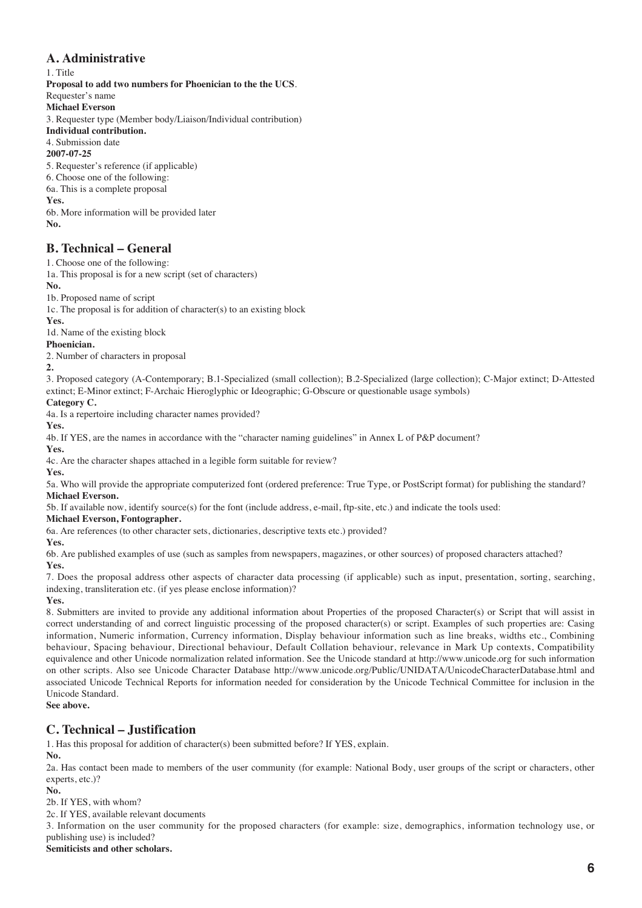## A. Administrative

1. Title

**Proposal to add two numbers for Phoenician to the the UCS**.

Requester's name

**Michael Everson**

3. Requester type (Member body/Liaison/Individual contribution)

**Individual contribution.**

4. Submission date

**2007-07-25**

5. Requester's reference (if applicable)

6. Choose one of the following:

6a. This is a complete proposal

**Yes.**

6b. More information will be provided later

**No.**

## B. Technical – General

1. Choose one of the following:

1a. This proposal is for a new script (set of characters)

**No.**

1b. Proposed name of script

1c. The proposal is for addition of character(s) to an existing block

**Yes.**

1d. Name of the existing block

**Phoenician.**

2. Number of characters in proposal

**2.**

3. Proposed category (A-Contemporary; B.1-Specialized (small collection); B.2-Specialized (large collection); C-Major extinct; D-Attested extinct; E-Minor extinct; F-Archaic Hieroglyphic or Ideographic; G-Obscure or questionable usage symbols)

**Category C.**

4a. Is a repertoire including character names provided?

**Yes.**

4b. If YES, are the names in accordance with the "character naming guidelines" in Annex L of P&P document?

**Yes.**

4c. Are the character shapes attached in a legible form suitable for review?

**Yes.**

5a. Who will provide the appropriate computerized font (ordered preference: True Type, or PostScript format) for publishing the standard?

**Michael Everson.**

5b. If available now, identify source(s) for the font (include address, e-mail, ftp-site, etc.) and indicate the tools used:

**Michael Everson, Fontographer.**

6a. Are references (to other character sets, dictionaries, descriptive texts etc.) provided?

**Yes.**

6b. Are published examples of use (such as samples from newspapers, magazines, or other sources) of proposed characters attached?

**Yes.**

7. Does the proposal address other aspects of character data processing (if applicable) such as input, presentation, sorting, searching, indexing, transliteration etc. (if yes please enclose information)?

**Yes.**

8. Submitters are invited to provide any additional information about Properties of the proposed Character(s) or Script that will assist in correct understanding of and correct linguistic processing of the proposed character(s) or script. Examples of such properties are: Casing information, Numeric information, Currency information, Display behaviour information such as line breaks, widths etc., Combining behaviour, Spacing behaviour, Directional behaviour, Default Collation behaviour, relevance in Mark Up contexts, Compatibility equivalence and other Unicode normalization related information. See the Unicode standard at http://www.unicode.org for such information on other scripts. Also see Unicode Character Database http://www.unicode.org/Public/UNIDATA/UnicodeCharacterDatabase.html and associated Unicode Technical Reports for information needed for consideration by the Unicode Technical Committee for inclusion in the Unicode Standard.

**See above.**

## C. Technical – Justification

1. Has this proposal for addition of character(s) been submitted before? If YES, explain.

**No.**

2a. Has contact been made to members of the user community (for example: National Body, user groups of the script or characters, other experts, etc.)?

**No.**

2b. If YES, with whom?

2c. If YES, available relevant documents

3. Information on the user community for the proposed characters (for example: size, demographics, information technology use, or publishing use) is included?

**Semiticists and other scholars.**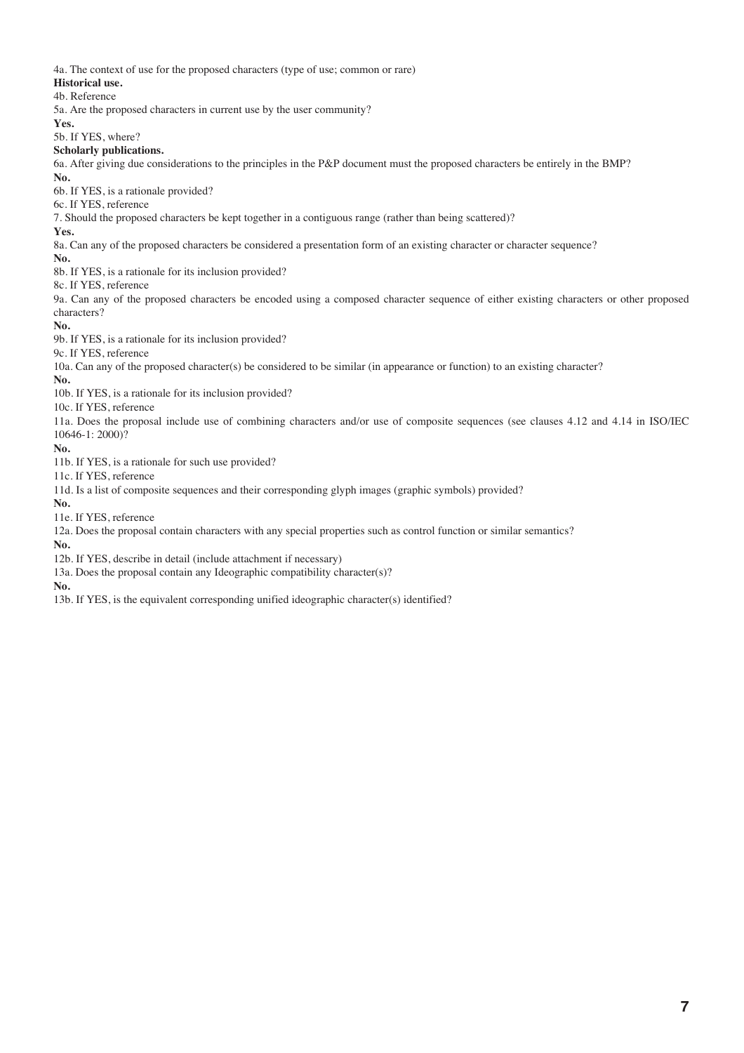4a. The context of use for the proposed characters (type of use; common or rare)

**Historical use.**

4b. Reference

5a. Are the proposed characters in current use by the user community?

**Yes.**

5b. If YES, where?

**Scholarly publications.**

6a. After giving due considerations to the principles in the P&P document must the proposed characters be entirely in the BMP?

**No.**

6b. If YES, is a rationale provided?

6c. If YES, reference

7. Should the proposed characters be kept together in a contiguous range (rather than being scattered)?

**Yes.**

8a. Can any of the proposed characters be considered a presentation form of an existing character or character sequence?

**No.**

8b. If YES, is a rationale for its inclusion provided?

8c. If YES, reference

9a. Can any of the proposed characters be encoded using a composed character sequence of either existing characters or other proposed characters?

**No.**

9b. If YES, is a rationale for its inclusion provided?

9c. If YES, reference

10a. Can any of the proposed character(s) be considered to be similar (in appearance or function) to an existing character?

**No.**

10b. If YES, is a rationale for its inclusion provided?

10c. If YES, reference

11a. Does the proposal include use of combining characters and/or use of composite sequences (see clauses 4.12 and 4.14 in ISO/IEC 10646-1: 2000)?

**No.**

11b. If YES, is a rationale for such use provided?

11c. If YES, reference

11d. Is a list of composite sequences and their corresponding glyph images (graphic symbols) provided?

**No.**

11e. If YES, reference

12a. Does the proposal contain characters with any special properties such as control function or similar semantics?

**No.**

12b. If YES, describe in detail (include attachment if necessary)

13a. Does the proposal contain any Ideographic compatibility character(s)?

**No.**

13b. If YES, is the equivalent corresponding unified ideographic character(s) identified?